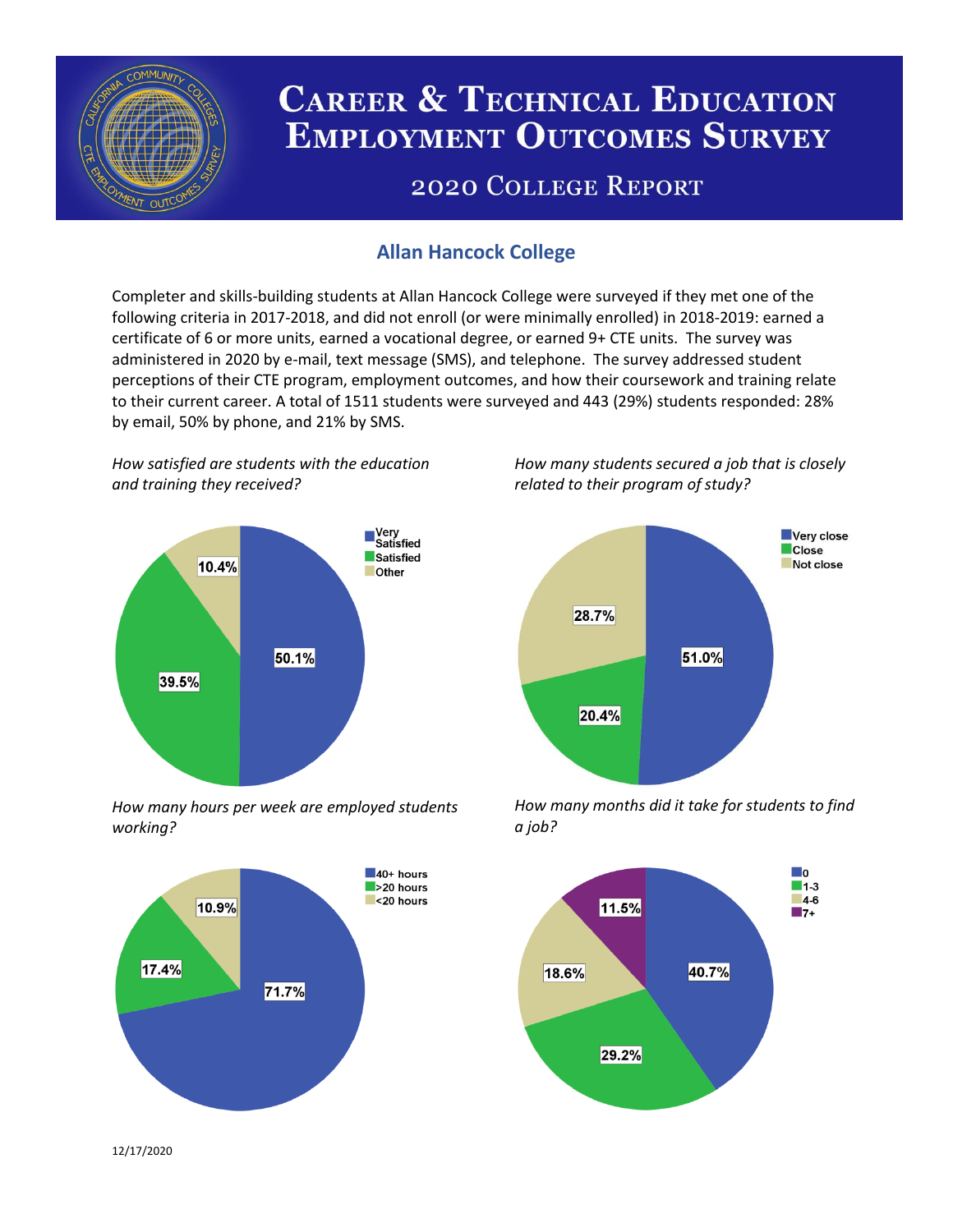# Career & Technical Education Employment Outcomes Survey

## 2020 College Report

### Allan Hancock College

Completer and skills-building students at Allan Hancock College were surveyed if they met one of the following criteria in 2017-2018, and did not enroll (or were minimally enrolled) in 2018-2019: earned a certificate of 6 or more units, earned a vocational degree, or earned 9+ CTE units. The survey was administered in 2020 by e-mail, text message (SMS), and telephone. The survey addressed student perceptions of their CTE program, employment outcomes, and how their coursework and training relate to their current career. A total of 1511 students were surveyed and 443 (29%) students responded: 28% by email, 50% by phone, and 21% by SMS.

*How satisfied are students with the education and training they received?*

| Response | Percent |
|---|---|
| Very Satisfied | 50.1% |
| Satisfied | 39.5% |
| Other | 10.4% |

*How many students secured a job that is closely related to their program of study?*

| Response | Percent |
|---|---|
| Very close | 51.0% |
| Close | 20.4% |
| Not close | 28.7% |

*How many hours per week are employed students working?*

| Response | Percent |
|---|---|
| 40+ hours | 71.7% |
| >20 hours | 17.4% |
| <20 hours | 10.9% |

*How many months did it take for students to find a job?*

| Response | Percent |
|---|---|
| 0 | 40.7% |
| 1-3 | 29.2% |
| 4-6 | 18.6% |
| 7+ | 11.5% |

12/17/2020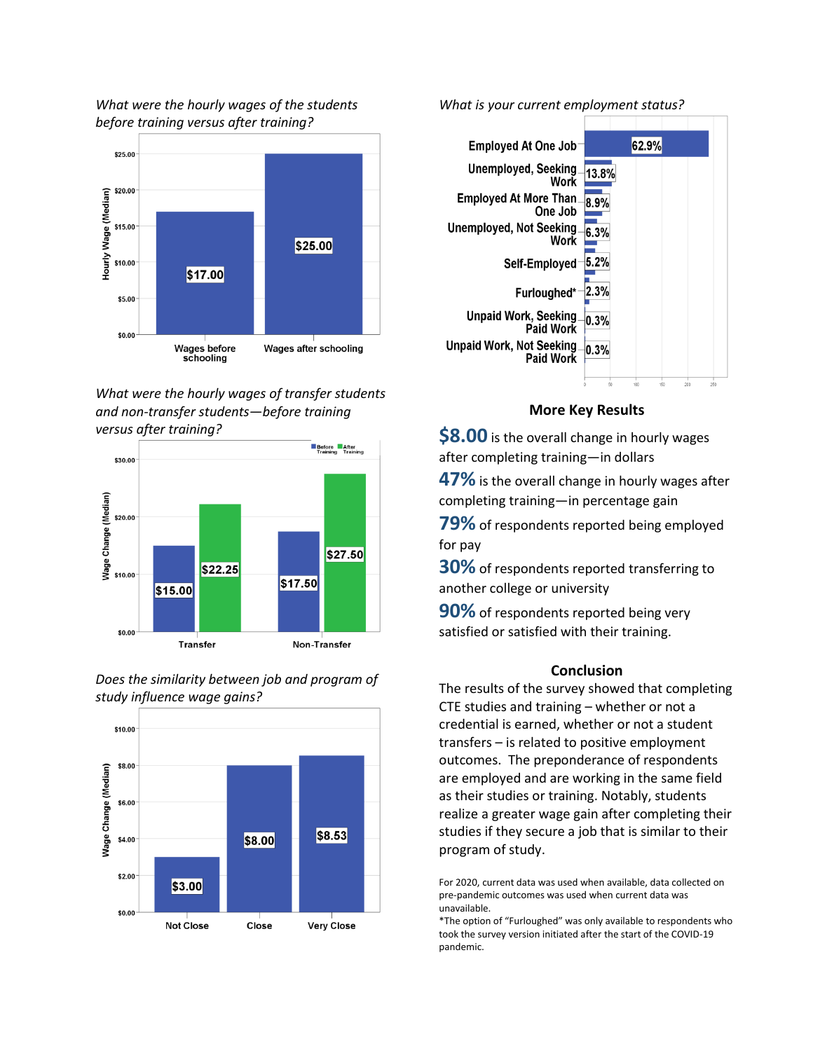*What were the hourly wages of the students before training versus after training?*

Hourly Wage (Median)

$25.00
$20.00
$15.00
$10.00
$5.00
$0.00

$17.00
$25.00

Wages before schooling
Wages after schooling

*What were the hourly wages of transfer students and non-transfer students—before training versus after training?*

Before Training
After Training

Wage Change (Median)

$30.00
$20.00
$10.00
$0.00

$15.00
$22.25
$17.50
$27.50

Transfer
Non-Transfer

*Does the similarity between job and program of study influence wage gains?*

Wage Change (Median)

$10.00
$8.00
$6.00
$4.00
$2.00
$0.00

$3.00
$8.00
$8.53

Not Close
Close
Very Close

*What is your current employment status?*

Employed At One Job 62.9%
Unemployed, Seeking Work 13.8%
Employed At More Than One Job 8.9%
Unemployed, Not Seeking Work 6.3%
Self-Employed 5.2%
Furloughed* 2.3%
Unpaid Work, Seeking Paid Work 0.3%
Unpaid Work, Not Seeking Paid Work 0.3%

0 50 100 150 200 250

## More Key Results

**$8.00** is the overall change in hourly wages after completing training—in dollars

**47%** is the overall change in hourly wages after completing training—in percentage gain

**79%** of respondents reported being employed for pay

**30%** of respondents reported transferring to another college or university

**90%** of respondents reported being very satisfied or satisfied with their training.

## Conclusion

The results of the survey showed that completing CTE studies and training – whether or not a credential is earned, whether or not a student transfers – is related to positive employment outcomes. The preponderance of respondents are employed and are working in the same field as their studies or training. Notably, students realize a greater wage gain after completing their studies if they secure a job that is similar to their program of study.

For 2020, current data was used when available, data collected on pre-pandemic outcomes was used when current data was unavailable.
*The option of "Furloughed" was only available to respondents who took the survey version initiated after the start of the COVID-19 pandemic.